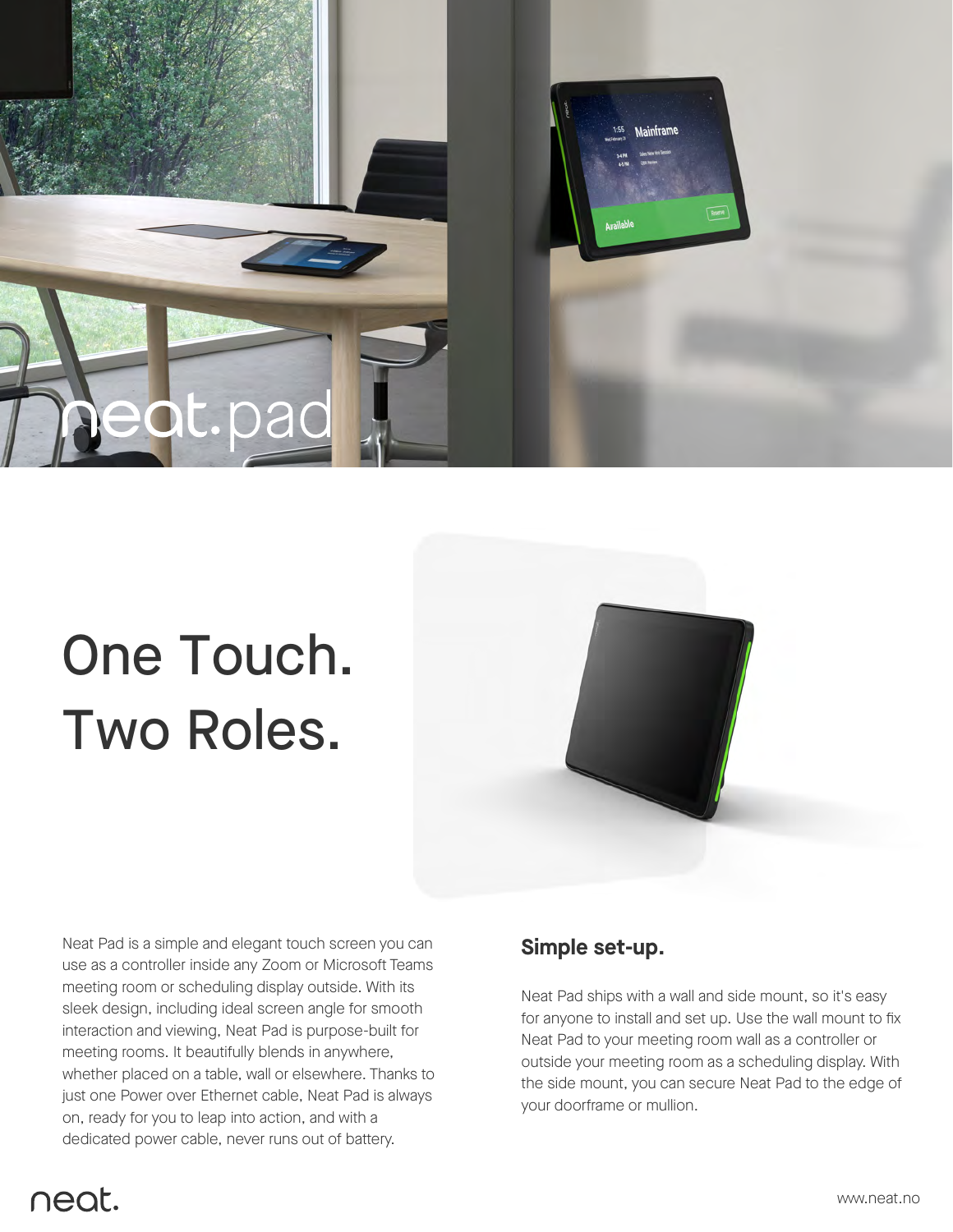neat.pad

# One Touch. Two Roles.

Neat Pad is a simple and elegant touch screen you can use as a controller inside any Zoom or Microsoft Teams meeting room or scheduling display outside. With its sleek design, including ideal screen angle for smooth interaction and viewing, Neat Pad is purpose-built for meeting rooms. It beautifully blends in anywhere, whether placed on a table, wall or elsewhere. Thanks to just one Power over Ethernet cable, Neat Pad is always on, ready for you to leap into action, and with a dedicated power cable, never runs out of battery.

## Simple set-up.

Neat Pad ships with a wall and side mount, so it's easy for anyone to install and set up. Use the wall mount to fix Neat Pad to your meeting room wall as a controller or outside your meeting room as a scheduling display. With the side mount, you can secure Neat Pad to the edge of your doorframe or mullion.

neat.

www.neat.no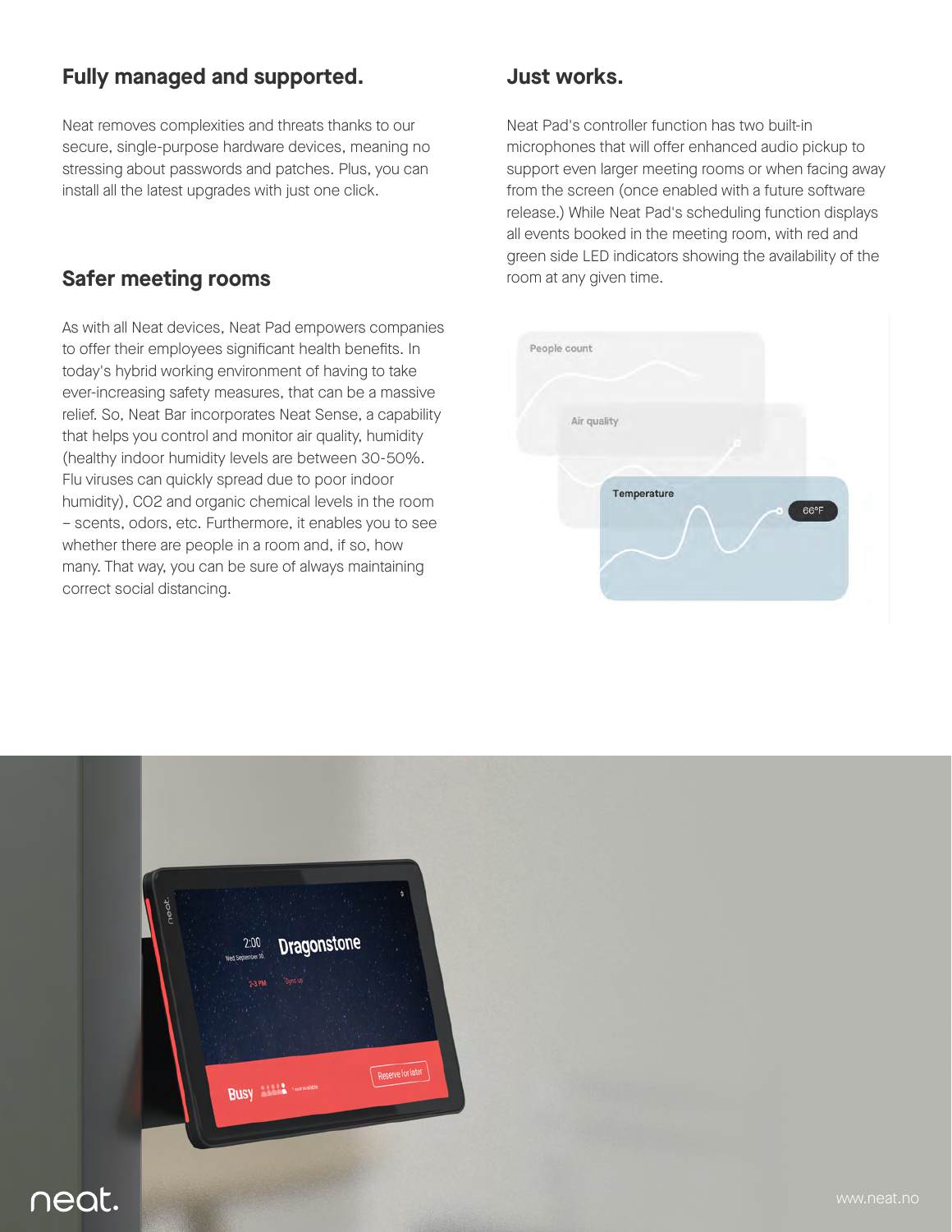## Fully managed and supported.

Neat removes complexities and threats thanks to our secure, single-purpose hardware devices, meaning no stressing about passwords and patches. Plus, you can install all the latest upgrades with just one click.

## Safer meeting rooms

As with all Neat devices, Neat Pad empowers companies to offer their employees significant health benefits. In today's hybrid working environment of having to take ever-increasing safety measures, that can be a massive relief. So, Neat Bar incorporates Neat Sense, a capability that helps you control and monitor air quality, humidity (healthy indoor humidity levels are between 30-50%. Flu viruses can quickly spread due to poor indoor humidity), $CO_2$ and organic chemical levels in the room – scents, odors, etc. Furthermore, it enables you to see whether there are people in a room and, if so, how many. That way, you can be sure of always maintaining correct social distancing.

## Just works.

Neat Pad's controller function has two built-in microphones that will offer enhanced audio pickup to support even larger meeting rooms or when facing away from the screen (once enabled with a future software release.) While Neat Pad's scheduling function displays all events booked in the meeting room, with red and green side LED indicators showing the availability of the room at any given time.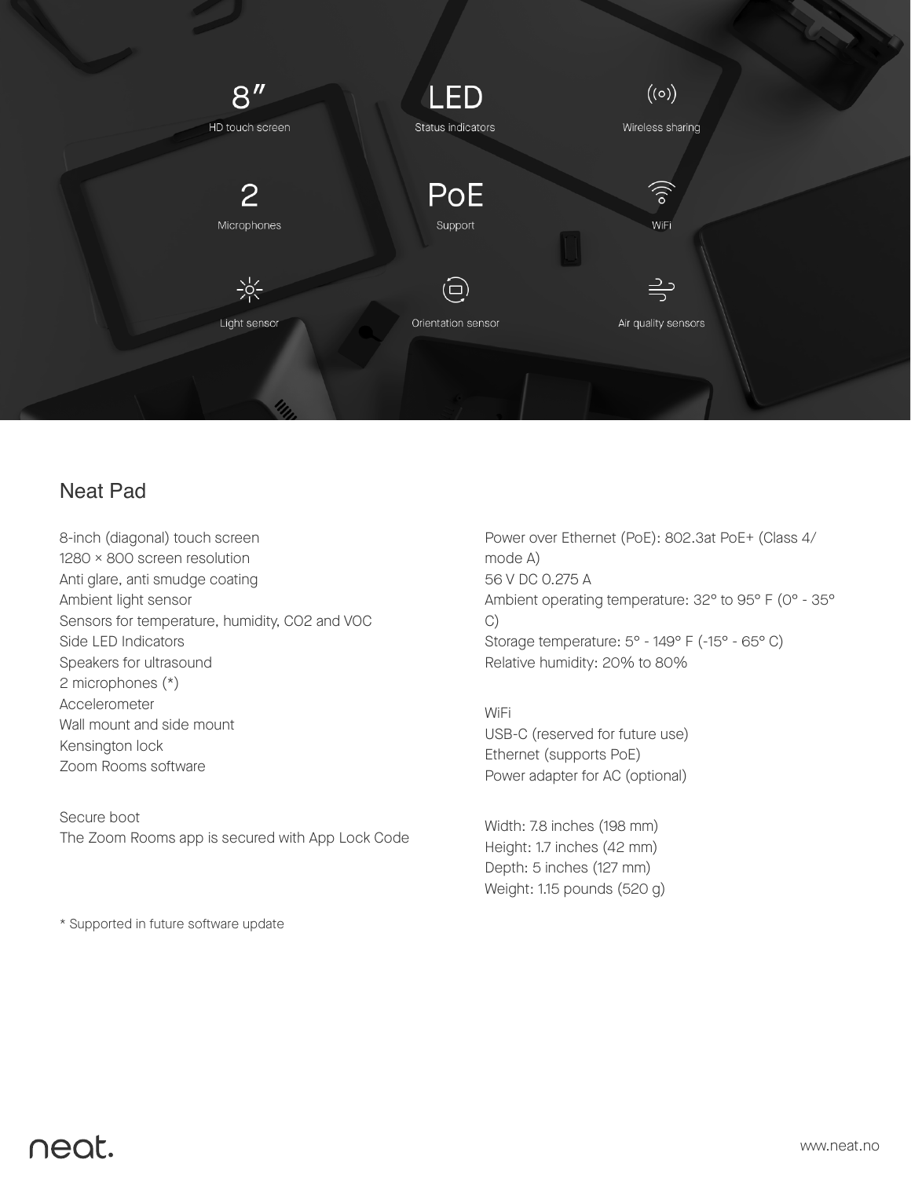8″
HD touch screen

LED
Status indicators

Wireless sharing

2
Microphones

PoE
Support

WiFi

Light sensor

Orientation sensor

Air quality sensors

## Neat Pad

8-inch (diagonal) touch screen
1280 × 800 screen resolution
Anti glare, anti smudge coating
Ambient light sensor
Sensors for temperature, humidity, CO2 and VOC
Side LED Indicators
Speakers for ultrasound
2 microphones (*)
Accelerometer
Wall mount and side mount
Kensington lock
Zoom Rooms software

Secure boot
The Zoom Rooms app is secured with App Lock Code

Power over Ethernet (PoE): 802.3at PoE+ (Class 4/ mode A)
56 V DC 0.275 A
Ambient operating temperature: 32° to 95° F (0° - 35° C)
Storage temperature: 5° - 149° F (-15° - 65° C)
Relative humidity: 20% to 80%

WiFi
USB-C (reserved for future use)
Ethernet (supports PoE)
Power adapter for AC (optional)

Width: 7.8 inches (198 mm)
Height: 1.7 inches (42 mm)
Depth: 5 inches (127 mm)
Weight: 1.15 pounds (520 g)

* Supported in future software update

neat.

www.neat.no